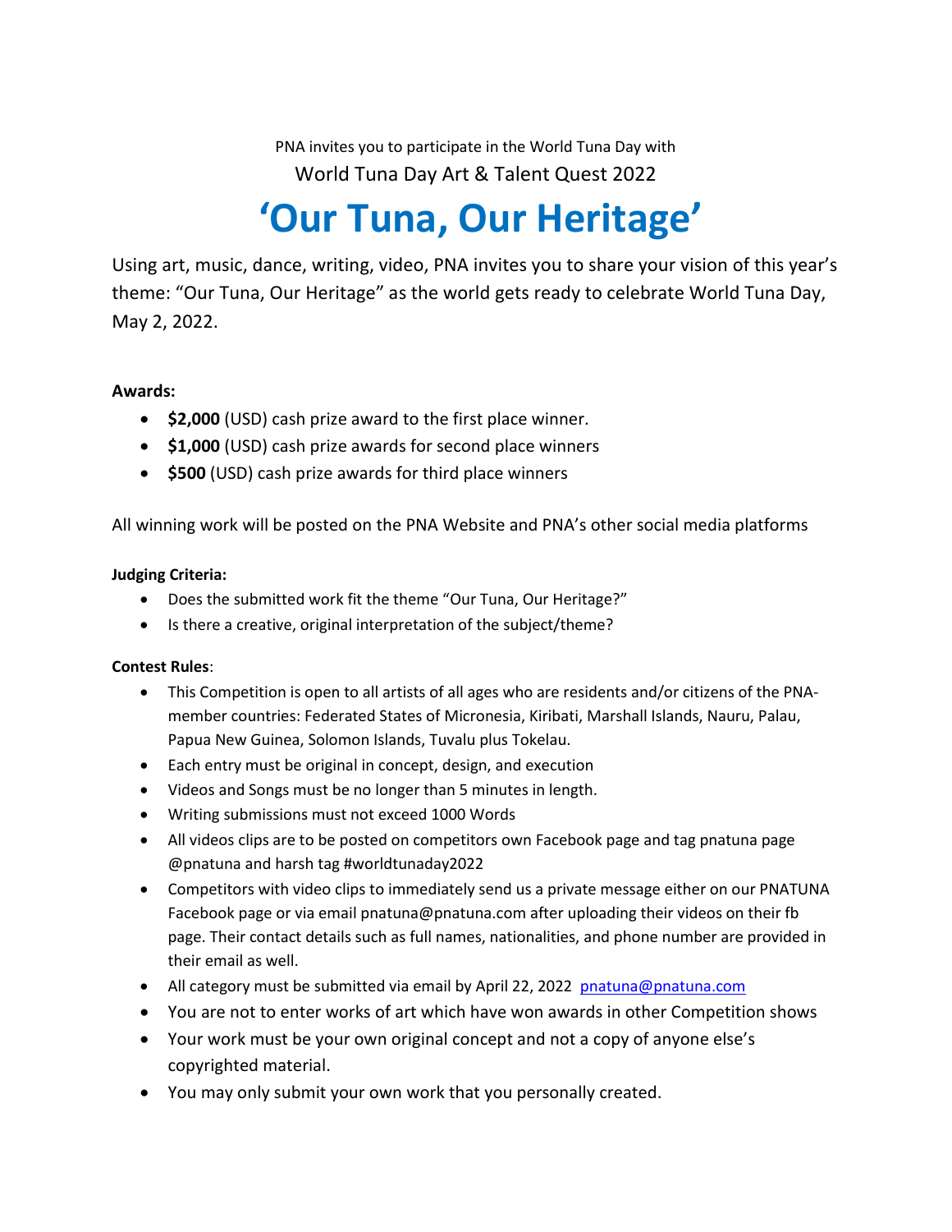PNA invites you to participate in the World Tuna Day with

World Tuna Day Art & Talent Quest 2022

# 'Our Tuna, Our Heritage'

Using art, music, dance, writing, video, PNA invites you to share your vision of this year's theme: "Our Tuna, Our Heritage" as the world gets ready to celebrate World Tuna Day, May 2, 2022.

**Awards:**

- **$2,000** (USD) cash prize award to the first place winner.
- **$1,000** (USD) cash prize awards for second place winners
- **$500** (USD) cash prize awards for third place winners

All winning work will be posted on the PNA Website and PNA's other social media platforms

**Judging Criteria:**

- Does the submitted work fit the theme "Our Tuna, Our Heritage?"
- Is there a creative, original interpretation of the subject/theme?

**Contest Rules**:

- This Competition is open to all artists of all ages who are residents and/or citizens of the PNA-member countries: Federated States of Micronesia, Kiribati, Marshall Islands, Nauru, Palau, Papua New Guinea, Solomon Islands, Tuvalu plus Tokelau.
- Each entry must be original in concept, design, and execution
- Videos and Songs must be no longer than 5 minutes in length.
- Writing submissions must not exceed 1000 Words
- All videos clips are to be posted on competitors own Facebook page and tag pnatuna page @pnatuna and harsh tag #worldtunaday2022
- Competitors with video clips to immediately send us a private message either on our PNATUNA Facebook page or via email pnatuna@pnatuna.com after uploading their videos on their fb page. Their contact details such as full names, nationalities, and phone number are provided in their email as well.
- All category must be submitted via email by April 22, 2022 pnatuna@pnatuna.com
- You are not to enter works of art which have won awards in other Competition shows
- Your work must be your own original concept and not a copy of anyone else's copyrighted material.
- You may only submit your own work that you personally created.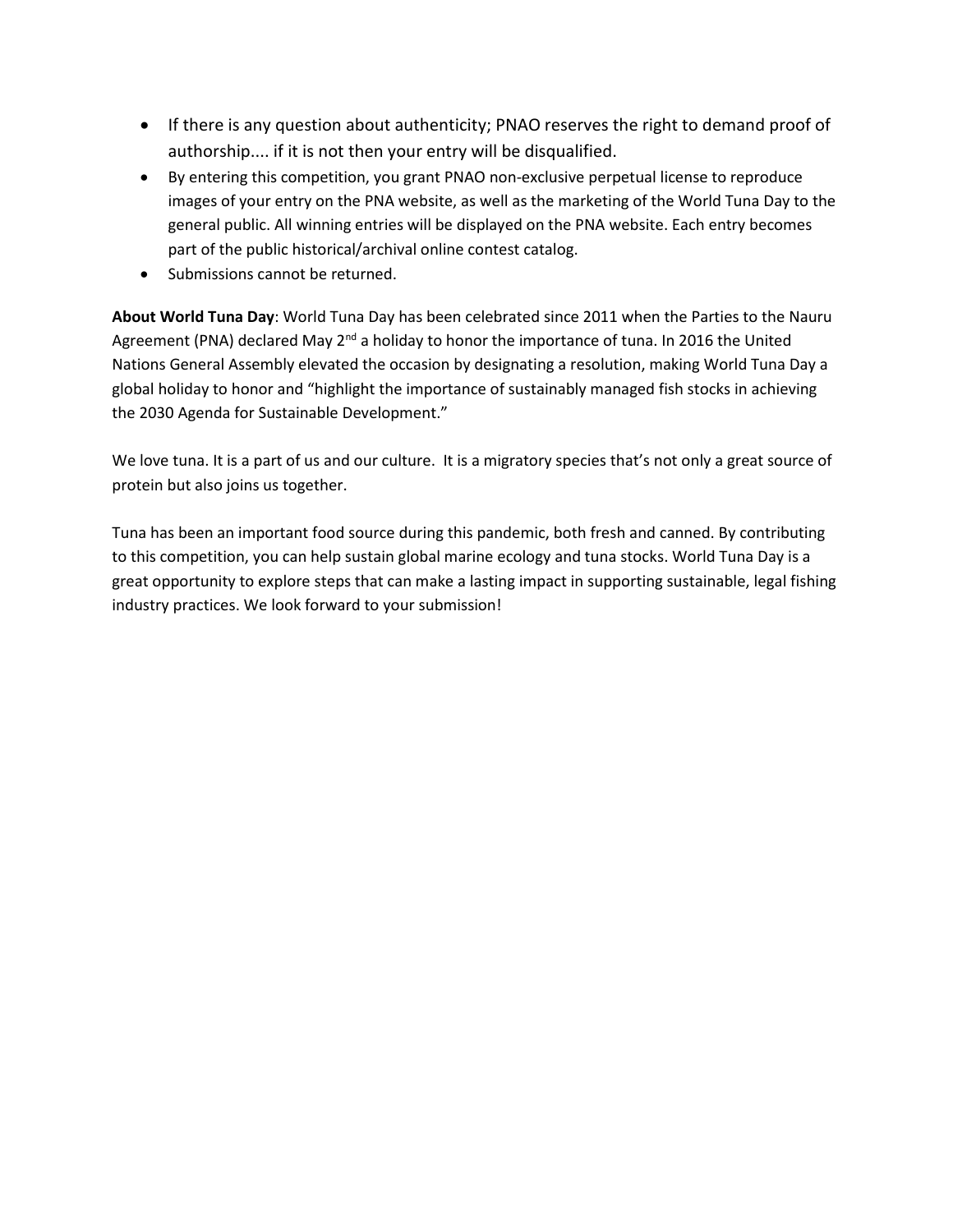- If there is any question about authenticity; PNAO reserves the right to demand proof of authorship.... if it is not then your entry will be disqualified.
- By entering this competition, you grant PNAO non-exclusive perpetual license to reproduce images of your entry on the PNA website, as well as the marketing of the World Tuna Day to the general public. All winning entries will be displayed on the PNA website. Each entry becomes part of the public historical/archival online contest catalog.
- Submissions cannot be returned.

**About World Tuna Day**: World Tuna Day has been celebrated since 2011 when the Parties to the Nauru Agreement (PNA) declared May 2nd a holiday to honor the importance of tuna. In 2016 the United Nations General Assembly elevated the occasion by designating a resolution, making World Tuna Day a global holiday to honor and "highlight the importance of sustainably managed fish stocks in achieving the 2030 Agenda for Sustainable Development."

We love tuna. It is a part of us and our culture. It is a migratory species that's not only a great source of protein but also joins us together.

Tuna has been an important food source during this pandemic, both fresh and canned. By contributing to this competition, you can help sustain global marine ecology and tuna stocks. World Tuna Day is a great opportunity to explore steps that can make a lasting impact in supporting sustainable, legal fishing industry practices. We look forward to your submission!